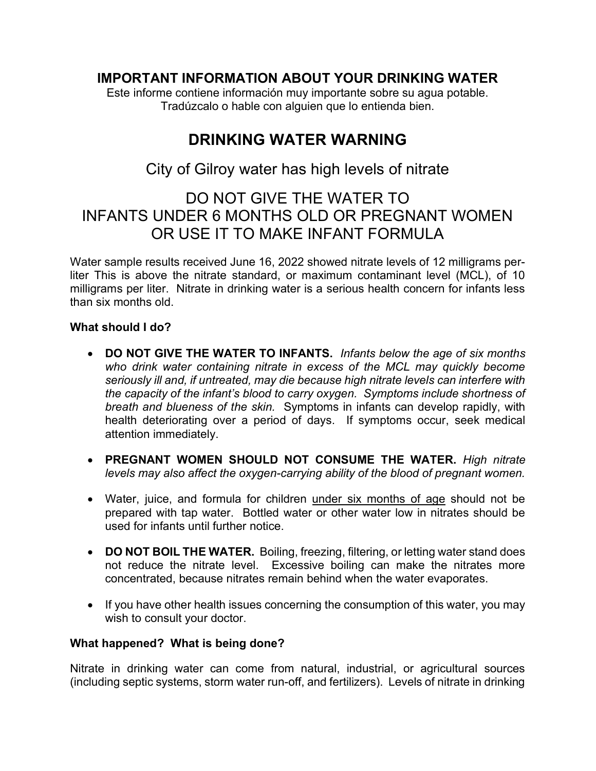# IMPORTANT INFORMATION ABOUT YOUR DRINKING WATER

Este informe contiene información muy importante sobre su agua potable.
Tradúzcalo o hable con alguien que lo entienda bien.

# DRINKING WATER WARNING

## City of Gilroy water has high levels of nitrate

## DO NOT GIVE THE WATER TO INFANTS UNDER 6 MONTHS OLD OR PREGNANT WOMEN OR USE IT TO MAKE INFANT FORMULA

Water sample results received June 16, 2022 showed nitrate levels of 12 milligrams per-liter This is above the nitrate standard, or maximum contaminant level (MCL), of 10 milligrams per liter. Nitrate in drinking water is a serious health concern for infants less than six months old.

**What should I do?**

- **DO NOT GIVE THE WATER TO INFANTS.** *Infants below the age of six months who drink water containing nitrate in excess of the MCL may quickly become seriously ill and, if untreated, may die because high nitrate levels can interfere with the capacity of the infant's blood to carry oxygen. Symptoms include shortness of breath and blueness of the skin.* Symptoms in infants can develop rapidly, with health deteriorating over a period of days. If symptoms occur, seek medical attention immediately.

- **PREGNANT WOMEN SHOULD NOT CONSUME THE WATER.** *High nitrate levels may also affect the oxygen-carrying ability of the blood of pregnant women.*

- Water, juice, and formula for children <u>under six months of age</u> should not be prepared with tap water. Bottled water or other water low in nitrates should be used for infants until further notice.

- **DO NOT BOIL THE WATER.** Boiling, freezing, filtering, or letting water stand does not reduce the nitrate level. Excessive boiling can make the nitrates more concentrated, because nitrates remain behind when the water evaporates.

- If you have other health issues concerning the consumption of this water, you may wish to consult your doctor.

**What happened? What is being done?**

Nitrate in drinking water can come from natural, industrial, or agricultural sources (including septic systems, storm water run-off, and fertilizers). Levels of nitrate in drinking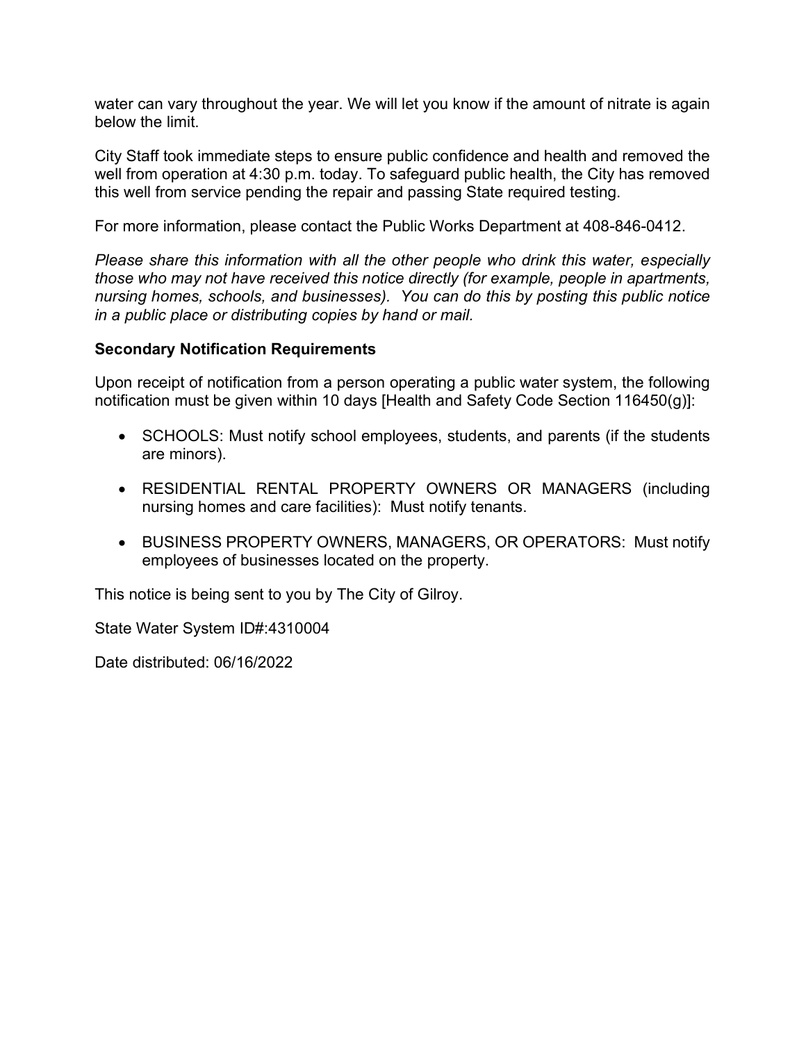water can vary throughout the year. We will let you know if the amount of nitrate is again below the limit.

City Staff took immediate steps to ensure public confidence and health and removed the well from operation at 4:30 p.m. today. To safeguard public health, the City has removed this well from service pending the repair and passing State required testing.

For more information, please contact the Public Works Department at 408-846-0412.

*Please share this information with all the other people who drink this water, especially those who may not have received this notice directly (for example, people in apartments, nursing homes, schools, and businesses). You can do this by posting this public notice in a public place or distributing copies by hand or mail.*

**Secondary Notification Requirements**

Upon receipt of notification from a person operating a public water system, the following notification must be given within 10 days [Health and Safety Code Section 116450(g)]:

- SCHOOLS: Must notify school employees, students, and parents (if the students are minors).
- RESIDENTIAL RENTAL PROPERTY OWNERS OR MANAGERS (including nursing homes and care facilities): Must notify tenants.
- BUSINESS PROPERTY OWNERS, MANAGERS, OR OPERATORS: Must notify employees of businesses located on the property.

This notice is being sent to you by The City of Gilroy.

State Water System ID#:4310004

Date distributed: 06/16/2022